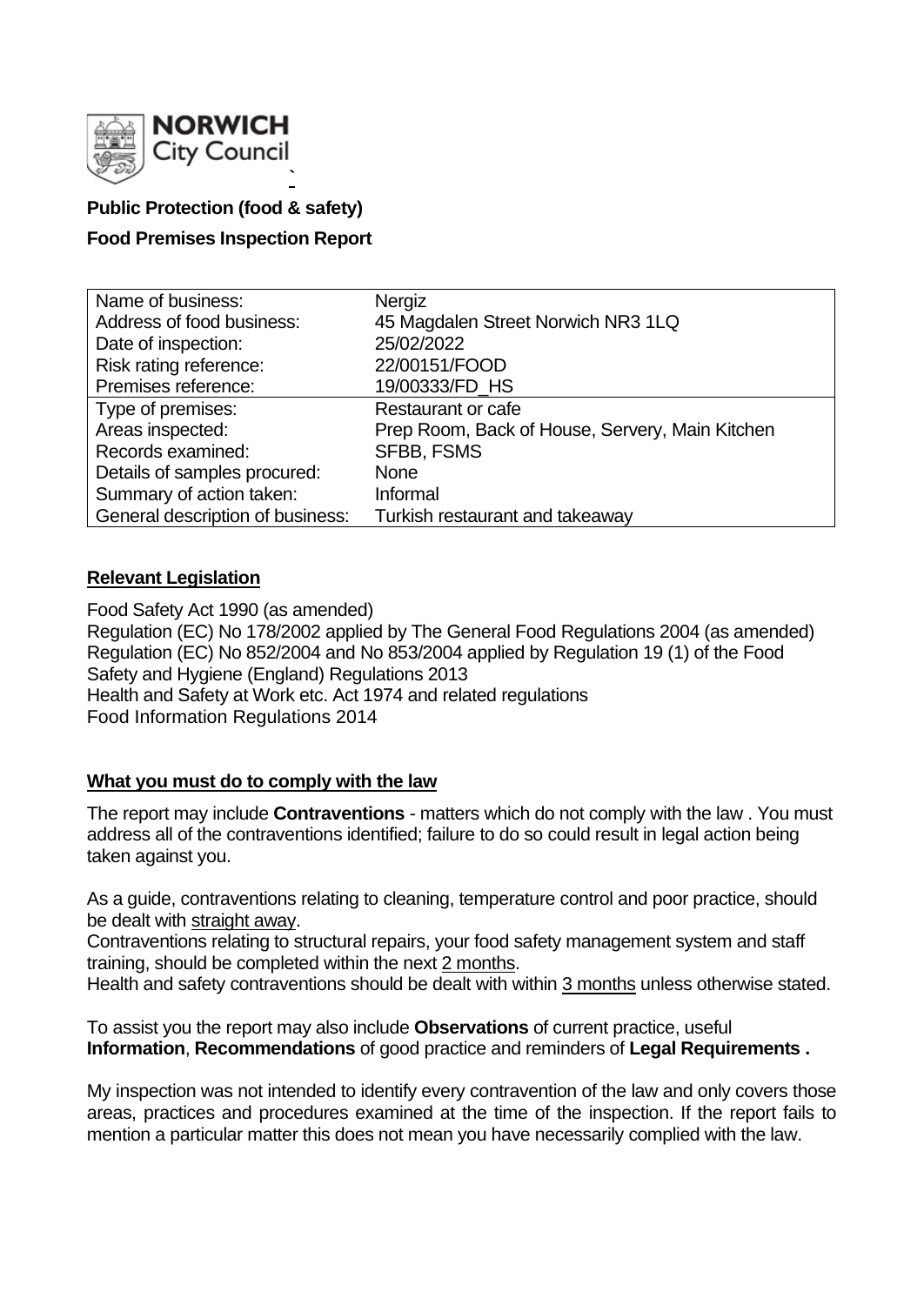**Public Protection (food & safety)**

**Food Premises Inspection Report**

| Name of business: | Nergiz |
|---|---|
| Address of food business: | 45 Magdalen Street Norwich NR3 1LQ |
| Date of inspection: | 25/02/2022 |
| Risk rating reference: | 22/00151/FOOD |
| Premises reference: | 19/00333/FD_HS |
| Type of premises: | Restaurant or cafe |
| Areas inspected: | Prep Room, Back of House, Servery, Main Kitchen |
| Records examined: | SFBB, FSMS |
| Details of samples procured: | None |
| Summary of action taken: | Informal |
| General description of business: | Turkish restaurant and takeaway |

## Relevant Legislation

Food Safety Act 1990 (as amended)
Regulation (EC) No 178/2002 applied by The General Food Regulations 2004 (as amended)
Regulation (EC) No 852/2004 and No 853/2004 applied by Regulation 19 (1) of the Food Safety and Hygiene (England) Regulations 2013
Health and Safety at Work etc. Act 1974 and related regulations
Food Information Regulations 2014

## What you must do to comply with the law

The report may include **Contraventions** - matters which do not comply with the law . You must address all of the contraventions identified; failure to do so could result in legal action being taken against you.

As a guide, contraventions relating to cleaning, temperature control and poor practice, should be dealt with straight away.
Contraventions relating to structural repairs, your food safety management system and staff training, should be completed within the next 2 months.
Health and safety contraventions should be dealt with within 3 months unless otherwise stated.

To assist you the report may also include **Observations** of current practice, useful **Information**, **Recommendations** of good practice and reminders of **Legal Requirements .**

My inspection was not intended to identify every contravention of the law and only covers those areas, practices and procedures examined at the time of the inspection. If the report fails to mention a particular matter this does not mean you have necessarily complied with the law.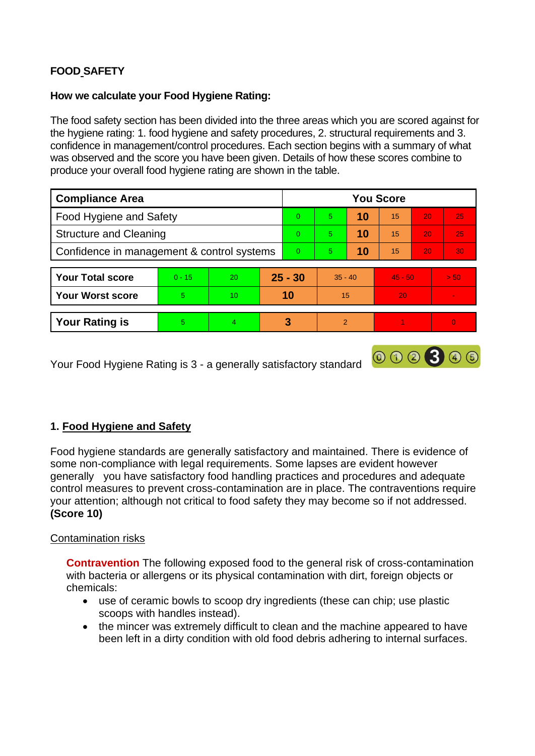**FOOD SAFETY**

**How we calculate your Food Hygiene Rating:**

The food safety section has been divided into the three areas which you are scored against for the hygiene rating: 1. food hygiene and safety procedures, 2. structural requirements and 3. confidence in management/control procedures. Each section begins with a summary of what was observed and the score you have been given. Details of how these scores combine to produce your overall food hygiene rating are shown in the table.

| Compliance Area | You Score | | | | | |
|---|---|---|---|---|---|---|
| Food Hygiene and Safety | 0 | 5 | **10** | 15 | 20 | 25 |
| Structure and Cleaning | 0 | 5 | **10** | 15 | 20 | 25 |
| Confidence in management & control systems | 0 | 5 | **10** | 15 | 20 | 30 |

| | | | | | | |
|---|---|---|---|---|---|---|
| **Your Total score** | 0 - 15 | 20 | **25 - 30** | 35 - 40 | 45 - 50 | > 50 |
| **Your Worst score** | 5 | 10 | **10** | 15 | 20 | - |

| | | | | | | |
|---|---|---|---|---|---|---|
| **Your Rating is** | 5 | 4 | **3** | 2 | 1 | 0 |

Your Food Hygiene Rating is 3 - a generally satisfactory standard

## 1. Food Hygiene and Safety

Food hygiene standards are generally satisfactory and maintained. There is evidence of some non-compliance with legal requirements. Some lapses are evident however generally you have satisfactory food handling practices and procedures and adequate control measures to prevent cross-contamination are in place. The contraventions require your attention; although not critical to food safety they may become so if not addressed. **(Score 10)**

### Contamination risks

**Contravention** The following exposed food to the general risk of cross-contamination with bacteria or allergens or its physical contamination with dirt, foreign objects or chemicals:

- use of ceramic bowls to scoop dry ingredients (these can chip; use plastic scoops with handles instead).
- the mincer was extremely difficult to clean and the machine appeared to have been left in a dirty condition with old food debris adhering to internal surfaces.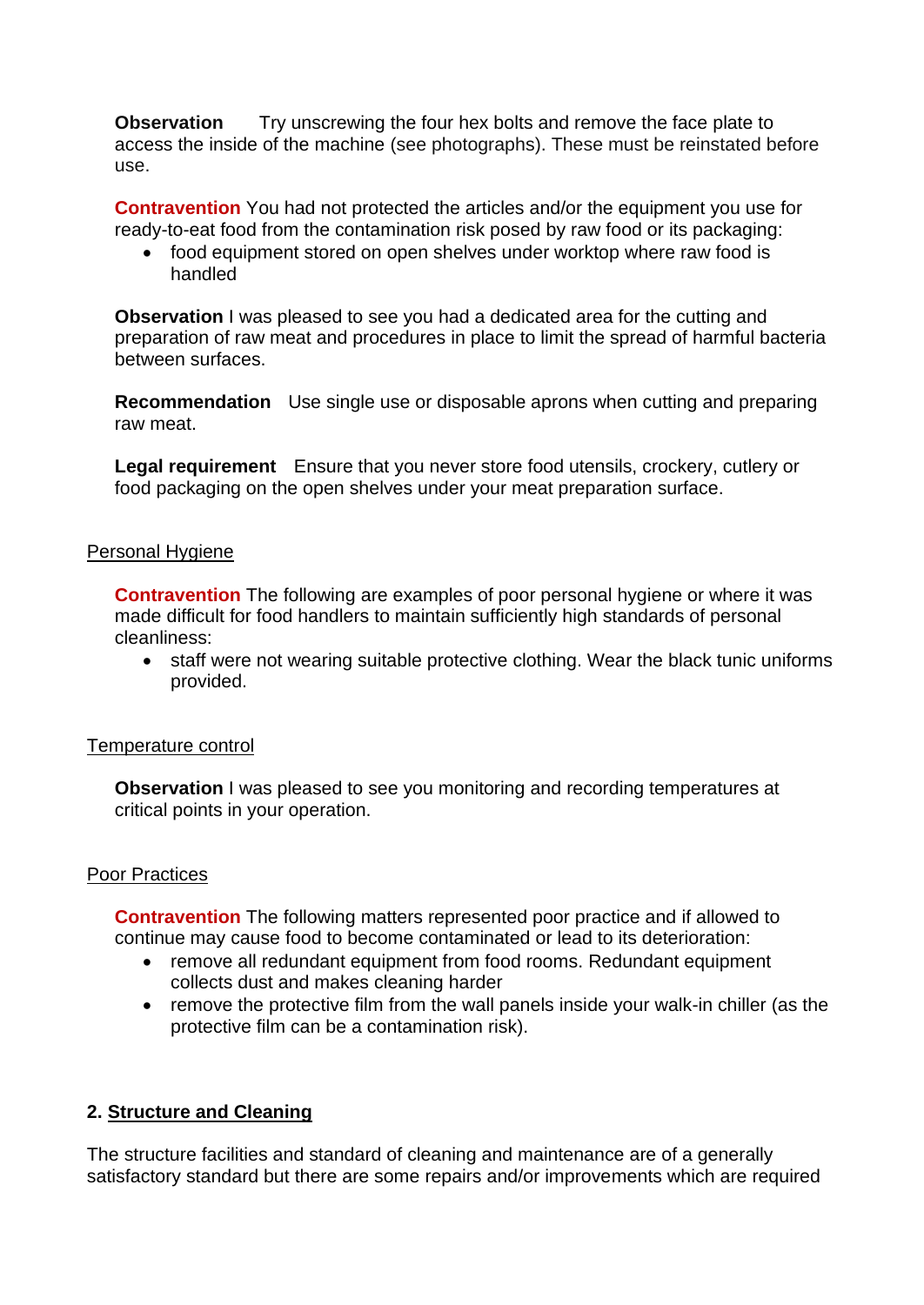**Observation** Try unscrewing the four hex bolts and remove the face plate to access the inside of the machine (see photographs). These must be reinstated before use.

**Contravention** You had not protected the articles and/or the equipment you use for ready-to-eat food from the contamination risk posed by raw food or its packaging:

- food equipment stored on open shelves under worktop where raw food is handled

**Observation** I was pleased to see you had a dedicated area for the cutting and preparation of raw meat and procedures in place to limit the spread of harmful bacteria between surfaces.

**Recommendation** Use single use or disposable aprons when cutting and preparing raw meat.

**Legal requirement** Ensure that you never store food utensils, crockery, cutlery or food packaging on the open shelves under your meat preparation surface.

<u>Personal Hygiene</u>

**Contravention** The following are examples of poor personal hygiene or where it was made difficult for food handlers to maintain sufficiently high standards of personal cleanliness:

- staff were not wearing suitable protective clothing. Wear the black tunic uniforms provided.

<u>Temperature control</u>

**Observation** I was pleased to see you monitoring and recording temperatures at critical points in your operation.

<u>Poor Practices</u>

**Contravention** The following matters represented poor practice and if allowed to continue may cause food to become contaminated or lead to its deterioration:

- remove all redundant equipment from food rooms. Redundant equipment collects dust and makes cleaning harder
- remove the protective film from the wall panels inside your walk-in chiller (as the protective film can be a contamination risk).

## 2. Structure and Cleaning

The structure facilities and standard of cleaning and maintenance are of a generally satisfactory standard but there are some repairs and/or improvements which are required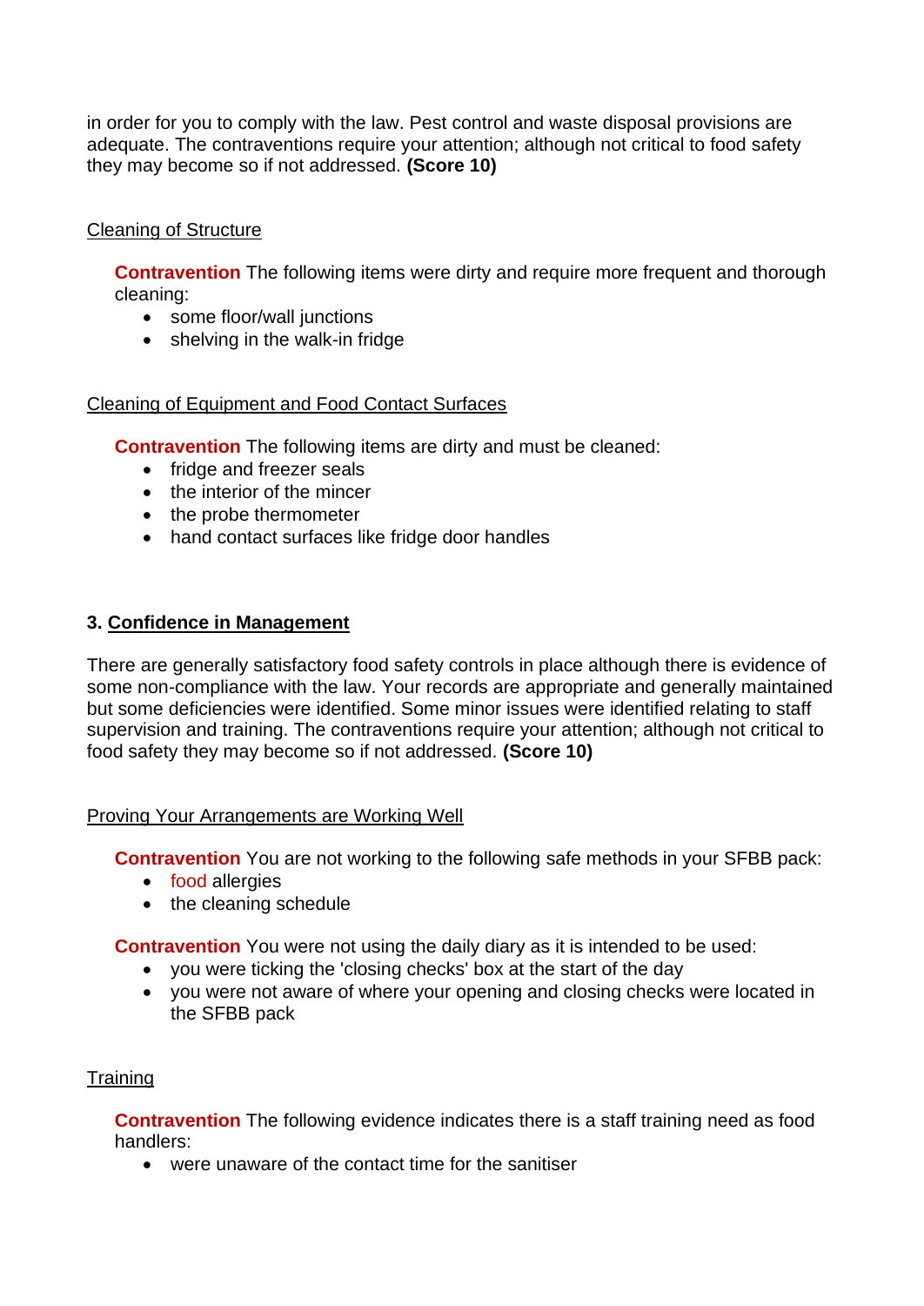in order for you to comply with the law. Pest control and waste disposal provisions are adequate. The contraventions require your attention; although not critical to food safety they may become so if not addressed. **(Score 10)**

Cleaning of Structure

**Contravention** The following items were dirty and require more frequent and thorough cleaning:

- some floor/wall junctions
- shelving in the walk-in fridge

Cleaning of Equipment and Food Contact Surfaces

**Contravention** The following items are dirty and must be cleaned:

- fridge and freezer seals
- the interior of the mincer
- the probe thermometer
- hand contact surfaces like fridge door handles

## 3. Confidence in Management

There are generally satisfactory food safety controls in place although there is evidence of some non-compliance with the law. Your records are appropriate and generally maintained but some deficiencies were identified. Some minor issues were identified relating to staff supervision and training. The contraventions require your attention; although not critical to food safety they may become so if not addressed. **(Score 10)**

Proving Your Arrangements are Working Well

**Contravention** You are not working to the following safe methods in your SFBB pack:

- food allergies
- the cleaning schedule

**Contravention** You were not using the daily diary as it is intended to be used:

- you were ticking the 'closing checks' box at the start of the day
- you were not aware of where your opening and closing checks were located in the SFBB pack

Training

**Contravention** The following evidence indicates there is a staff training need as food handlers:

- were unaware of the contact time for the sanitiser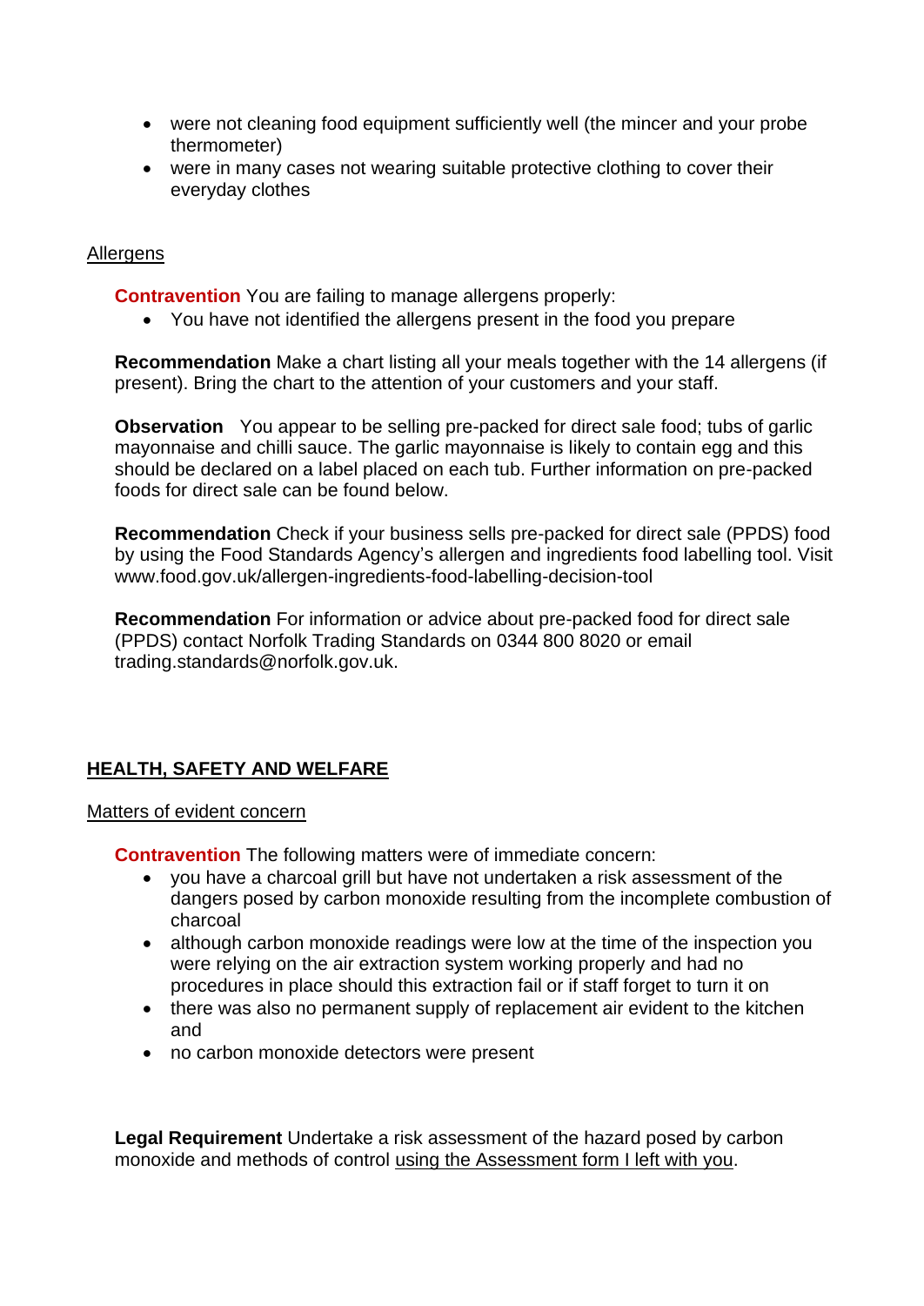- were not cleaning food equipment sufficiently well (the mincer and your probe thermometer)
- were in many cases not wearing suitable protective clothing to cover their everyday clothes

Allergens

**Contravention** You are failing to manage allergens properly:

- You have not identified the allergens present in the food you prepare

**Recommendation** Make a chart listing all your meals together with the 14 allergens (if present). Bring the chart to the attention of your customers and your staff.

**Observation** You appear to be selling pre-packed for direct sale food; tubs of garlic mayonnaise and chilli sauce. The garlic mayonnaise is likely to contain egg and this should be declared on a label placed on each tub. Further information on pre-packed foods for direct sale can be found below.

**Recommendation** Check if your business sells pre-packed for direct sale (PPDS) food by using the Food Standards Agency's allergen and ingredients food labelling tool. Visit www.food.gov.uk/allergen-ingredients-food-labelling-decision-tool

**Recommendation** For information or advice about pre-packed food for direct sale (PPDS) contact Norfolk Trading Standards on 0344 800 8020 or email trading.standards@norfolk.gov.uk.

## HEALTH, SAFETY AND WELFARE

Matters of evident concern

**Contravention** The following matters were of immediate concern:

- you have a charcoal grill but have not undertaken a risk assessment of the dangers posed by carbon monoxide resulting from the incomplete combustion of charcoal
- although carbon monoxide readings were low at the time of the inspection you were relying on the air extraction system working properly and had no procedures in place should this extraction fail or if staff forget to turn it on
- there was also no permanent supply of replacement air evident to the kitchen and
- no carbon monoxide detectors were present

**Legal Requirement** Undertake a risk assessment of the hazard posed by carbon monoxide and methods of control using the Assessment form I left with you.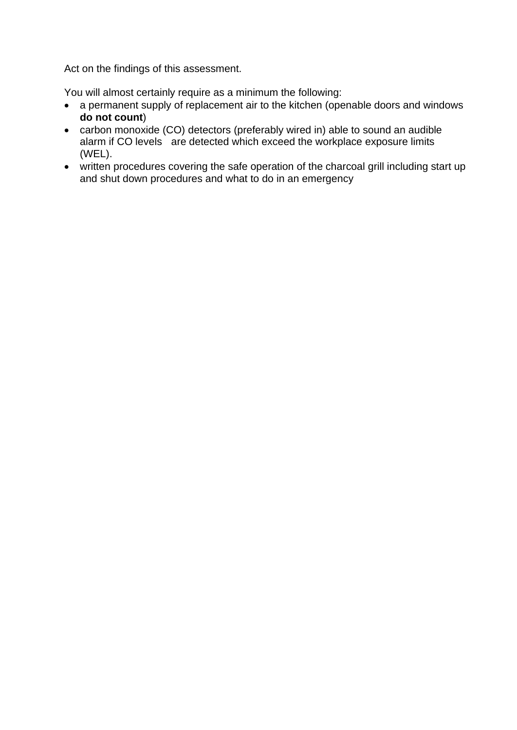Act on the findings of this assessment.

You will almost certainly require as a minimum the following:

- a permanent supply of replacement air to the kitchen (openable doors and windows **do not count**)
- carbon monoxide (CO) detectors (preferably wired in) able to sound an audible alarm if CO levels are detected which exceed the workplace exposure limits (WEL).
- written procedures covering the safe operation of the charcoal grill including start up and shut down procedures and what to do in an emergency